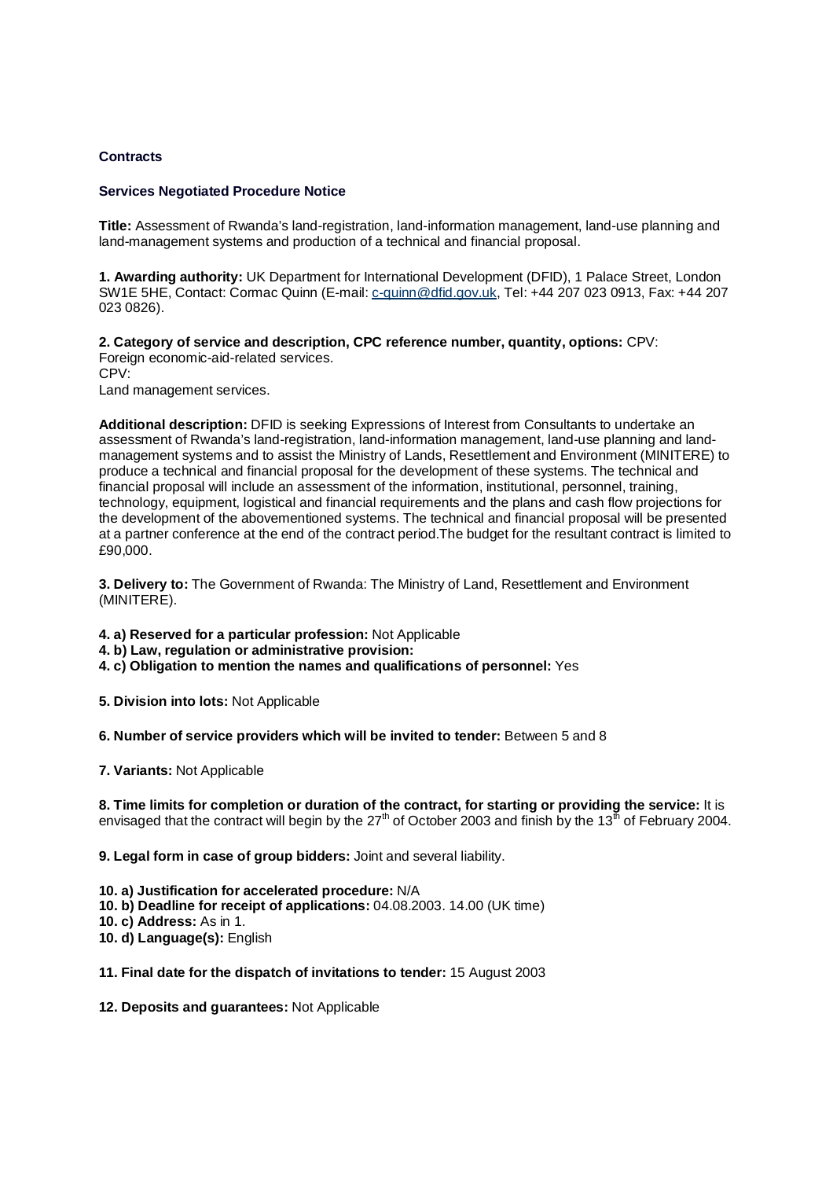**Contracts**

**Services Negotiated Procedure Notice**

**Title:** Assessment of Rwanda's land-registration, land-information management, land-use planning and land-management systems and production of a technical and financial proposal.

**1. Awarding authority:** UK Department for International Development (DFID), 1 Palace Street, London SW1E 5HE, Contact: Cormac Quinn (E-mail: c-quinn@dfid.gov.uk, Tel: +44 207 023 0913, Fax: +44 207 023 0826).

**2. Category of service and description, CPC reference number, quantity, options:** CPV:
Foreign economic-aid-related services.
CPV:
Land management services.

**Additional description:** DFID is seeking Expressions of Interest from Consultants to undertake an assessment of Rwanda's land-registration, land-information management, land-use planning and land-management systems and to assist the Ministry of Lands, Resettlement and Environment (MINITERE) to produce a technical and financial proposal for the development of these systems. The technical and financial proposal will include an assessment of the information, institutional, personnel, training, technology, equipment, logistical and financial requirements and the plans and cash flow projections for the development of the abovementioned systems. The technical and financial proposal will be presented at a partner conference at the end of the contract period.The budget for the resultant contract is limited to £90,000.

**3. Delivery to:** The Government of Rwanda: The Ministry of Land, Resettlement and Environment (MINITERE).

**4. a) Reserved for a particular profession:** Not Applicable
**4. b) Law, regulation or administrative provision:**
**4. c) Obligation to mention the names and qualifications of personnel:** Yes

**5. Division into lots:** Not Applicable

**6. Number of service providers which will be invited to tender:** Between 5 and 8

**7. Variants:** Not Applicable

**8. Time limits for completion or duration of the contract, for starting or providing the service:** It is envisaged that the contract will begin by the 27th of October 2003 and finish by the 13th of February 2004.

**9. Legal form in case of group bidders:** Joint and several liability.

**10. a) Justification for accelerated procedure:** N/A
**10. b) Deadline for receipt of applications:** 04.08.2003. 14.00 (UK time)
**10. c) Address:** As in 1.
**10. d) Language(s):** English

**11. Final date for the dispatch of invitations to tender:** 15 August 2003

**12. Deposits and guarantees:** Not Applicable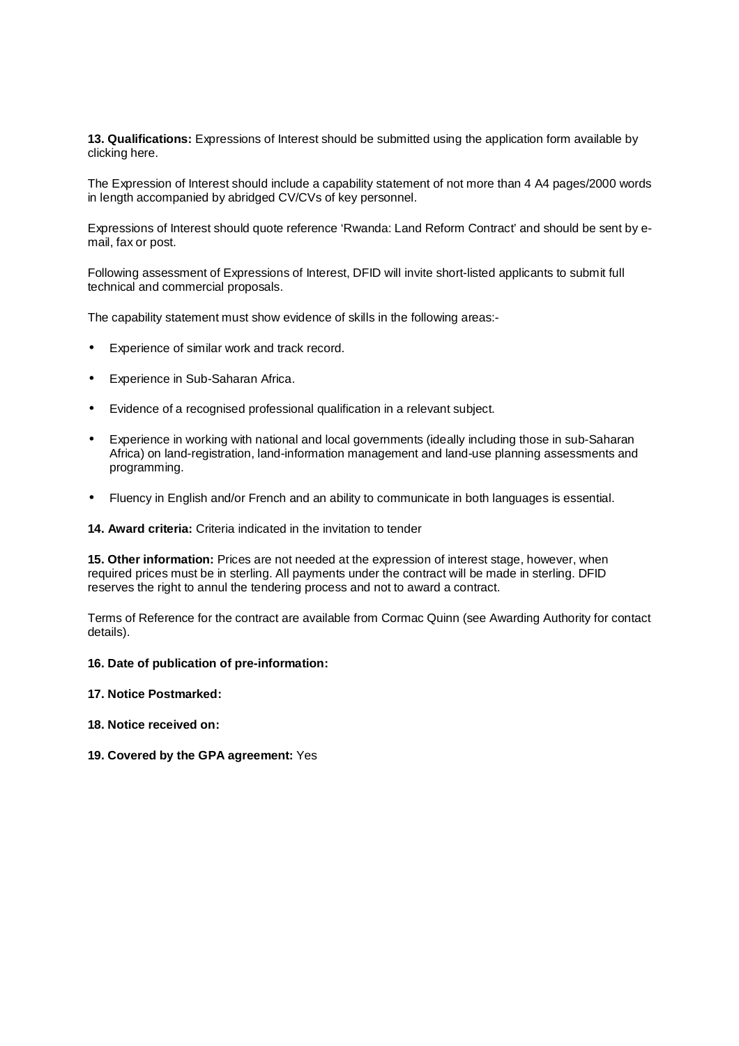**13. Qualifications:** Expressions of Interest should be submitted using the application form available by clicking here.

The Expression of Interest should include a capability statement of not more than 4 A4 pages/2000 words in length accompanied by abridged CV/CVs of key personnel.

Expressions of Interest should quote reference 'Rwanda: Land Reform Contract' and should be sent by e-mail, fax or post.

Following assessment of Expressions of Interest, DFID will invite short-listed applicants to submit full technical and commercial proposals.

The capability statement must show evidence of skills in the following areas:-

- Experience of similar work and track record.
- Experience in Sub-Saharan Africa.
- Evidence of a recognised professional qualification in a relevant subject.
- Experience in working with national and local governments (ideally including those in sub-Saharan Africa) on land-registration, land-information management and land-use planning assessments and programming.
- Fluency in English and/or French and an ability to communicate in both languages is essential.

**14. Award criteria:** Criteria indicated in the invitation to tender

**15. Other information:** Prices are not needed at the expression of interest stage, however, when required prices must be in sterling. All payments under the contract will be made in sterling. DFID reserves the right to annul the tendering process and not to award a contract.

Terms of Reference for the contract are available from Cormac Quinn (see Awarding Authority for contact details).

**16. Date of publication of pre-information:**

**17. Notice Postmarked:**

**18. Notice received on:**

**19. Covered by the GPA agreement:** Yes